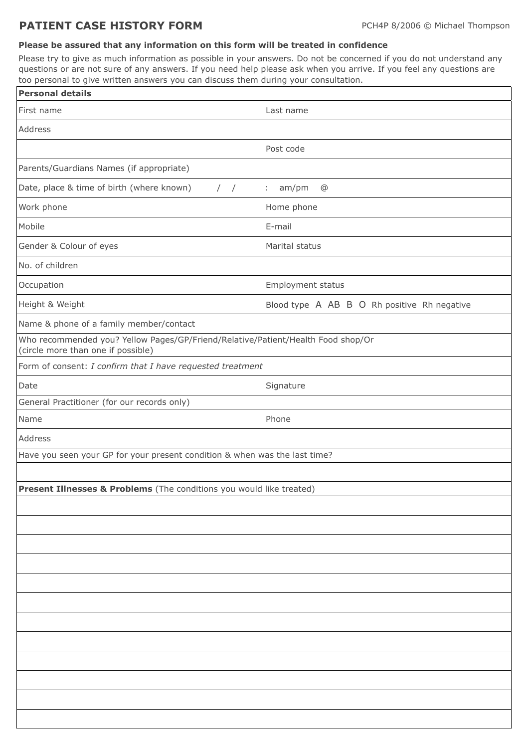## PATIENT CASE HISTORY FORM

PCH4P 8/2006 © Michael Thompson

**Please be assured that any information on this form will be treated in confidence**

Please try to give as much information as possible in your answers. Do not be concerned if you do not understand any questions or are not sure of any answers. If you need help please ask when you arrive. If you feel any questions are too personal to give written answers you can discuss them during your consultation.

| **Personal details** | |
|---|---|
| First name | Last name |
| Address | |
| | Post code |
| Parents/Guardians Names (if appropriate) | |
| Date, place & time of birth (where known) / / : am/pm @ | |
| Work phone | Home phone |
| Mobile | E-mail |
| Gender & Colour of eyes | Marital status |
| No. of children | |
| Occupation | Employment status |
| Height & Weight | Blood type A AB B O Rh positive Rh negative |
| Name & phone of a family member/contact | |
| Who recommended you? Yellow Pages/GP/Friend/Relative/Patient/Health Food shop/Or (circle more than one if possible) | |
| Form of consent: *I confirm that I have requested treatment* | |
| Date | Signature |
| General Practitioner (for our records only) | |
| Name | Phone |
| Address | |
| Have you seen your GP for your present condition & when was the last time? | |
| | |

| **Present Illnesses & Problems** (The conditions you would like treated) |
|---|
| |
| |
| |
| |
| |
| |
| |
| |
| |
| |
| |
| |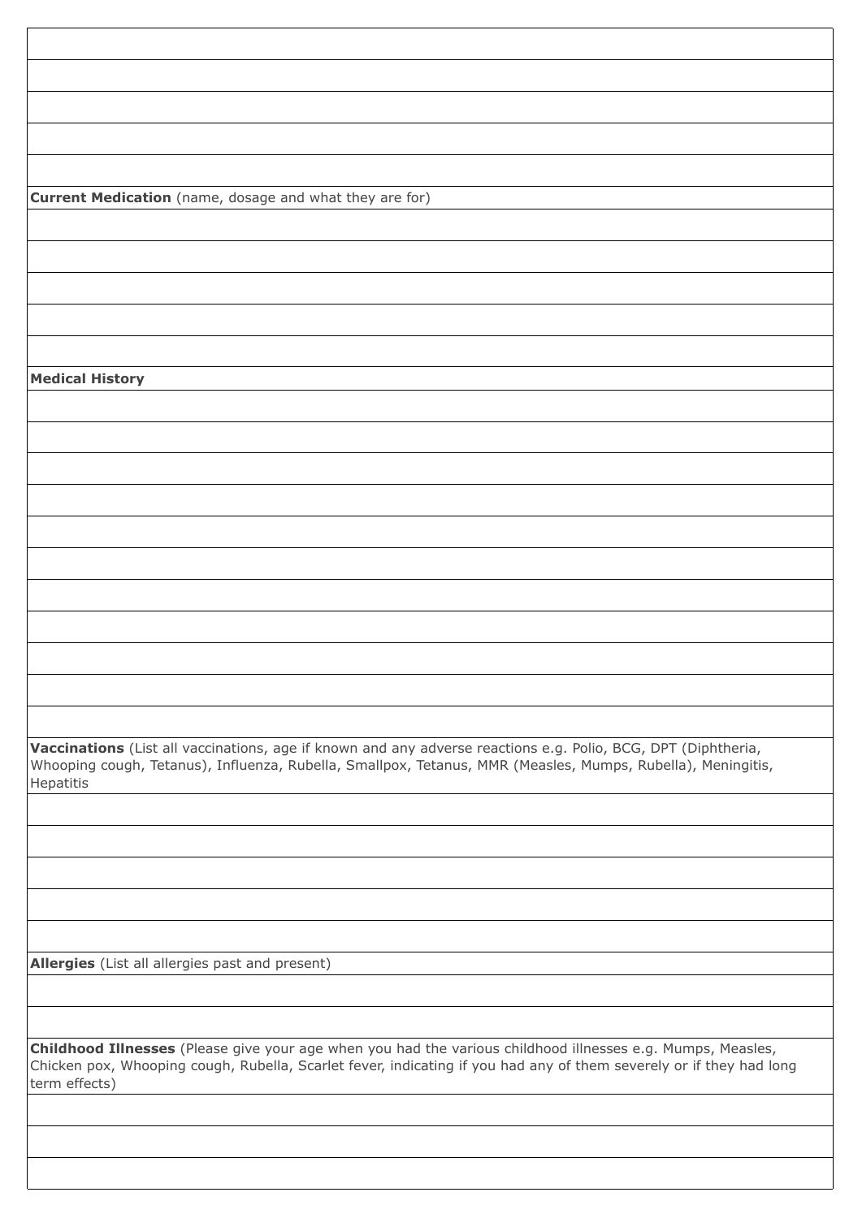**Current Medication** (name, dosage and what they are for)

**Medical History**

**Vaccinations** (List all vaccinations, age if known and any adverse reactions e.g. Polio, BCG, DPT (Diphtheria, Whooping cough, Tetanus), Influenza, Rubella, Smallpox, Tetanus, MMR (Measles, Mumps, Rubella), Meningitis, Hepatitis

**Allergies** (List all allergies past and present)

**Childhood Illnesses** (Please give your age when you had the various childhood illnesses e.g. Mumps, Measles, Chicken pox, Whooping cough, Rubella, Scarlet fever, indicating if you had any of them severely or if they had long term effects)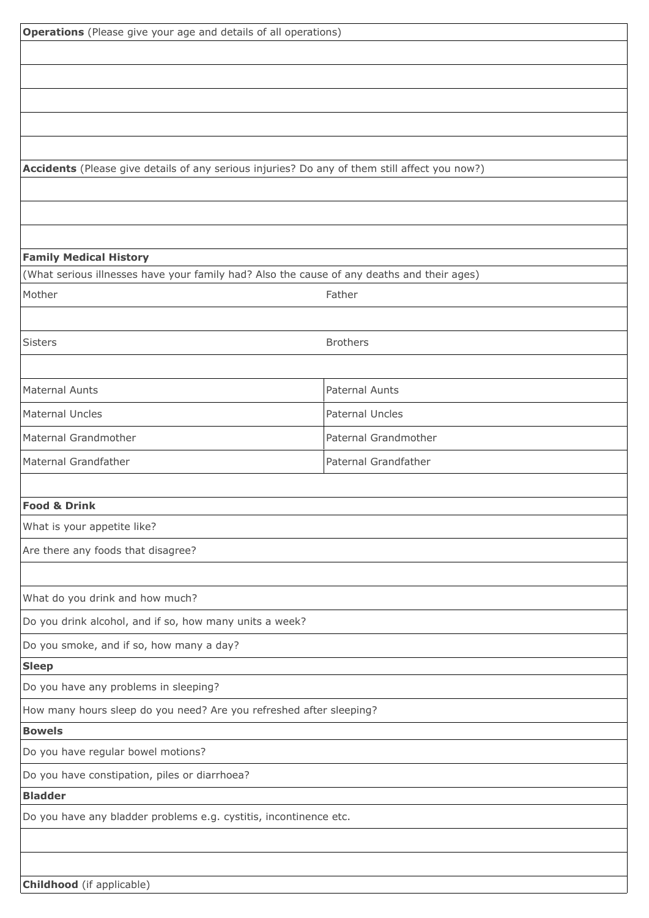**Operations** (Please give your age and details of all operations)

**Accidents** (Please give details of any serious injuries? Do any of them still affect you now?)

**Family Medical History**

(What serious illnesses have your family had? Also the cause of any deaths and their ages)

| Mother | Father |
|---|---|
| | |
| Sisters | Brothers |
| | |
| Maternal Aunts | Paternal Aunts |
| Maternal Uncles | Paternal Uncles |
| Maternal Grandmother | Paternal Grandmother |
| Maternal Grandfather | Paternal Grandfather |

**Food & Drink**

What is your appetite like?

Are there any foods that disagree?

What do you drink and how much?

Do you drink alcohol, and if so, how many units a week?

Do you smoke, and if so, how many a day?

**Sleep**

Do you have any problems in sleeping?

How many hours sleep do you need? Are you refreshed after sleeping?

**Bowels**

Do you have regular bowel motions?

Do you have constipation, piles or diarrhoea?

**Bladder**

Do you have any bladder problems e.g. cystitis, incontinence etc.

**Childhood** (if applicable)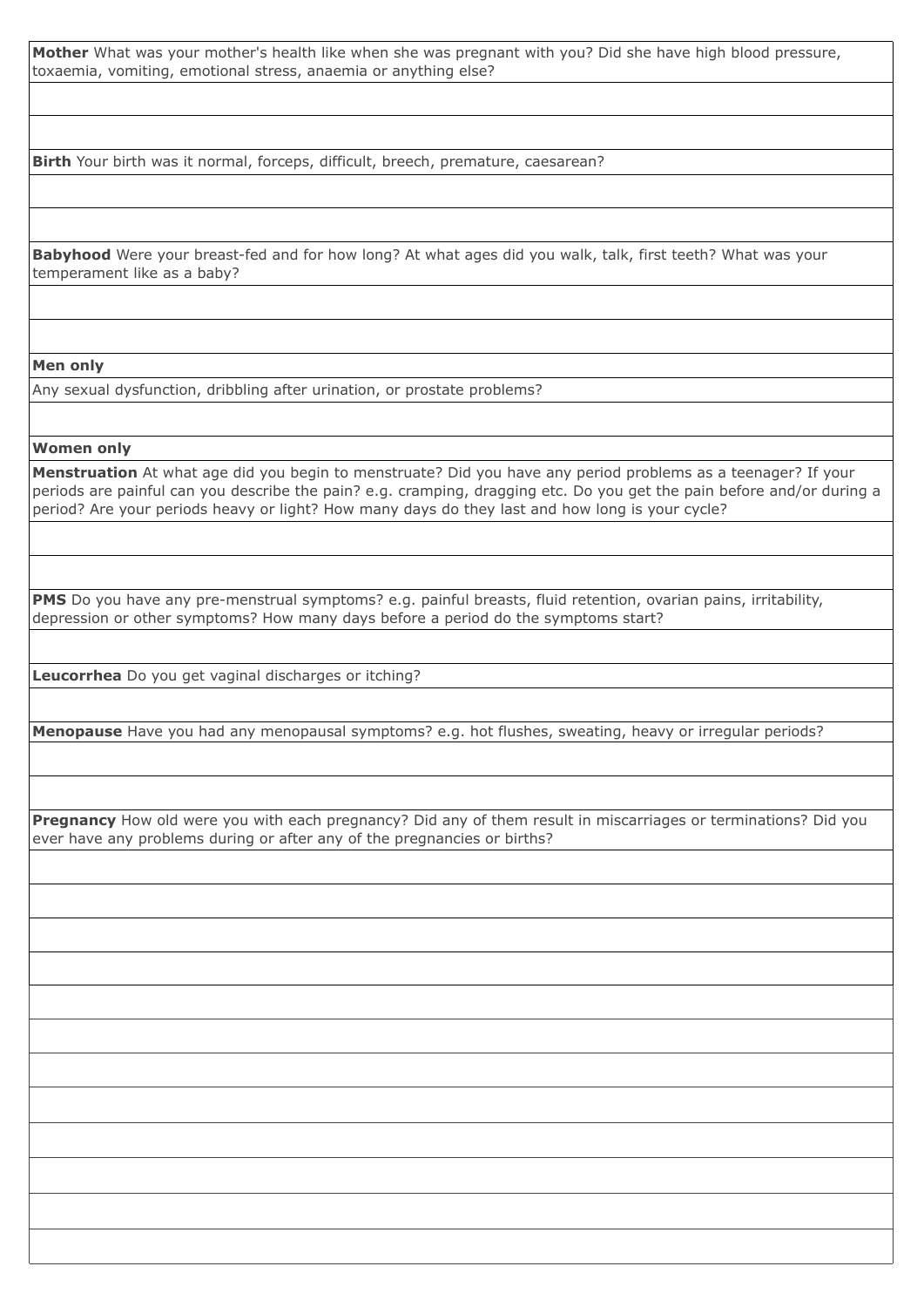**Mother** What was your mother's health like when she was pregnant with you? Did she have high blood pressure, toxaemia, vomiting, emotional stress, anaemia or anything else?

**Birth** Your birth was it normal, forceps, difficult, breech, premature, caesarean?

**Babyhood** Were your breast-fed and for how long? At what ages did you walk, talk, first teeth? What was your temperament like as a baby?

**Men only**

Any sexual dysfunction, dribbling after urination, or prostate problems?

**Women only**

**Menstruation** At what age did you begin to menstruate? Did you have any period problems as a teenager? If your periods are painful can you describe the pain? e.g. cramping, dragging etc. Do you get the pain before and/or during a period? Are your periods heavy or light? How many days do they last and how long is your cycle?

**PMS** Do you have any pre-menstrual symptoms? e.g. painful breasts, fluid retention, ovarian pains, irritability, depression or other symptoms? How many days before a period do the symptoms start?

**Leucorrhea** Do you get vaginal discharges or itching?

**Menopause** Have you had any menopausal symptoms? e.g. hot flushes, sweating, heavy or irregular periods?

**Pregnancy** How old were you with each pregnancy? Did any of them result in miscarriages or terminations? Did you ever have any problems during or after any of the pregnancies or births?